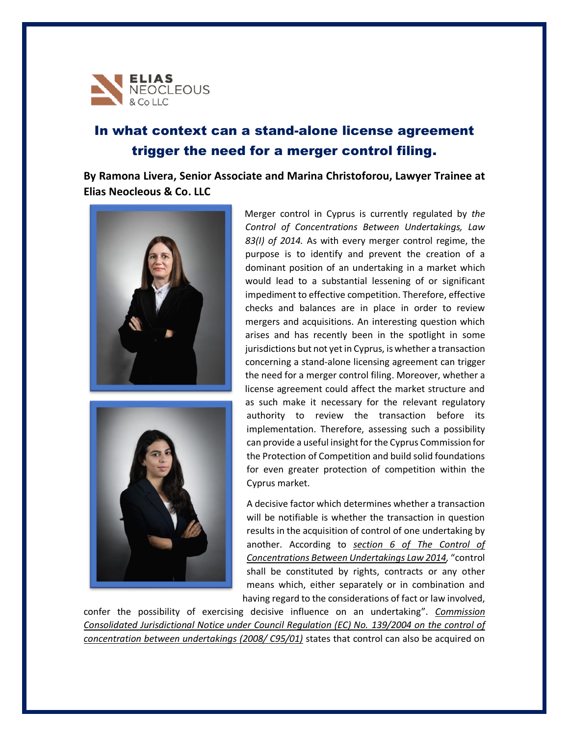# In what context can a stand-alone license agreement trigger the need for a merger control filing.

**By Ramona Livera, Senior Associate and Marina Christoforou, Lawyer Trainee at Elias Neocleous & Co. LLC**

Merger control in Cyprus is currently regulated by *the Control of Concentrations Between Undertakings, Law 83(I) of 2014.* As with every merger control regime, the purpose is to identify and prevent the creation of a dominant position of an undertaking in a market which would lead to a substantial lessening of or significant impediment to effective competition. Therefore, effective checks and balances are in place in order to review mergers and acquisitions. An interesting question which arises and has recently been in the spotlight in some jurisdictions but not yet in Cyprus, is whether a transaction concerning a stand-alone licensing agreement can trigger the need for a merger control filing. Moreover, whether a license agreement could affect the market structure and as such make it necessary for the relevant regulatory authority to review the transaction before its implementation. Therefore, assessing such a possibility can provide a useful insight for the Cyprus Commission for the Protection of Competition and build solid foundations for even greater protection of competition within the Cyprus market.

A decisive factor which determines whether a transaction will be notifiable is whether the transaction in question results in the acquisition of control of one undertaking by another. According to *section 6 of The Control of Concentrations Between Undertakings Law 2014*, "control shall be constituted by rights, contracts or any other means which, either separately or in combination and having regard to the considerations of fact or law involved, confer the possibility of exercising decisive influence on an undertaking". *Commission Consolidated Jurisdictional Notice under Council Regulation (EC) No. 139/2004 on the control of concentration between undertakings (2008/ C95/01)* states that control can also be acquired on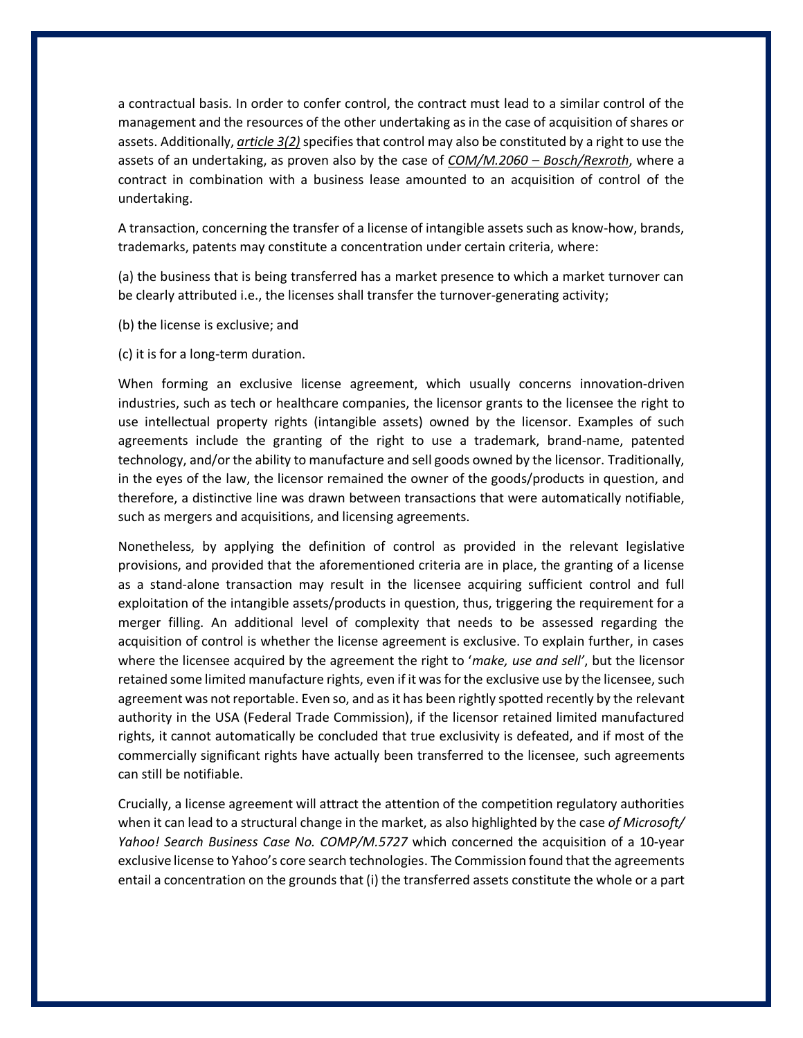a contractual basis. In order to confer control, the contract must lead to a similar control of the management and the resources of the other undertaking as in the case of acquisition of shares or assets. Additionally, *article 3(2)* specifies that control may also be constituted by a right to use the assets of an undertaking, as proven also by the case of *COM/M.2060 – Bosch/Rexroth*, where a contract in combination with a business lease amounted to an acquisition of control of the undertaking.

A transaction, concerning the transfer of a license of intangible assets such as know-how, brands, trademarks, patents may constitute a concentration under certain criteria, where:

(a) the business that is being transferred has a market presence to which a market turnover can be clearly attributed i.e., the licenses shall transfer the turnover-generating activity;

(b) the license is exclusive; and

(c) it is for a long-term duration.

When forming an exclusive license agreement, which usually concerns innovation-driven industries, such as tech or healthcare companies, the licensor grants to the licensee the right to use intellectual property rights (intangible assets) owned by the licensor. Examples of such agreements include the granting of the right to use a trademark, brand-name, patented technology, and/or the ability to manufacture and sell goods owned by the licensor. Traditionally, in the eyes of the law, the licensor remained the owner of the goods/products in question, and therefore, a distinctive line was drawn between transactions that were automatically notifiable, such as mergers and acquisitions, and licensing agreements.

Nonetheless, by applying the definition of control as provided in the relevant legislative provisions, and provided that the aforementioned criteria are in place, the granting of a license as a stand-alone transaction may result in the licensee acquiring sufficient control and full exploitation of the intangible assets/products in question, thus, triggering the requirement for a merger filling. An additional level of complexity that needs to be assessed regarding the acquisition of control is whether the license agreement is exclusive. To explain further, in cases where the licensee acquired by the agreement the right to '*make, use and sell*', but the licensor retained some limited manufacture rights, even if it was for the exclusive use by the licensee, such agreement was not reportable. Even so, and as it has been rightly spotted recently by the relevant authority in the USA (Federal Trade Commission), if the licensor retained limited manufactured rights, it cannot automatically be concluded that true exclusivity is defeated, and if most of the commercially significant rights have actually been transferred to the licensee, such agreements can still be notifiable.

Crucially, a license agreement will attract the attention of the competition regulatory authorities when it can lead to a structural change in the market, as also highlighted by the case *of Microsoft/ Yahoo! Search Business Case No. COMP/M.5727* which concerned the acquisition of a 10-year exclusive license to Yahoo's core search technologies. The Commission found that the agreements entail a concentration on the grounds that (i) the transferred assets constitute the whole or a part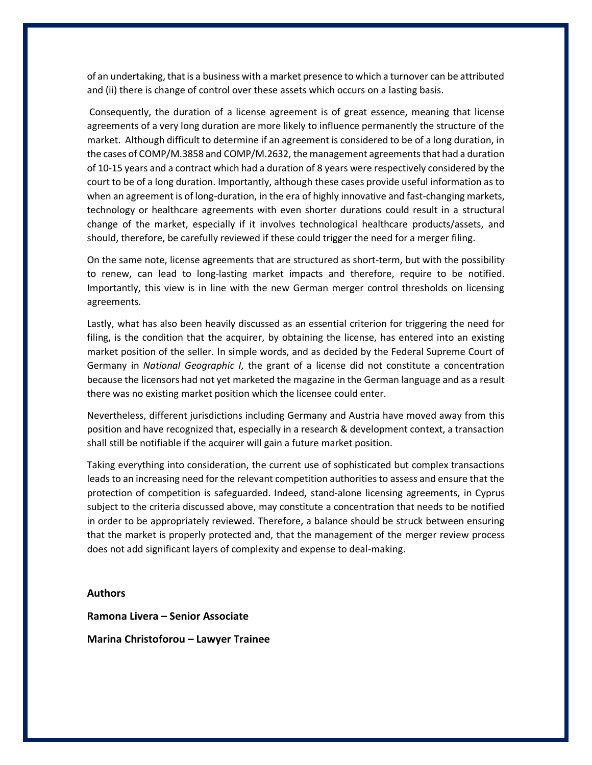of an undertaking, that is a business with a market presence to which a turnover can be attributed and (ii) there is change of control over these assets which occurs on a lasting basis.

Consequently, the duration of a license agreement is of great essence, meaning that license agreements of a very long duration are more likely to influence permanently the structure of the market. Although difficult to determine if an agreement is considered to be of a long duration, in the cases of COMP/M.3858 and COMP/M.2632, the management agreements that had a duration of 10-15 years and a contract which had a duration of 8 years were respectively considered by the court to be of a long duration. Importantly, although these cases provide useful information as to when an agreement is of long-duration, in the era of highly innovative and fast-changing markets, technology or healthcare agreements with even shorter durations could result in a structural change of the market, especially if it involves technological healthcare products/assets, and should, therefore, be carefully reviewed if these could trigger the need for a merger filing.

On the same note, license agreements that are structured as short-term, but with the possibility to renew, can lead to long-lasting market impacts and therefore, require to be notified. Importantly, this view is in line with the new German merger control thresholds on licensing agreements.

Lastly, what has also been heavily discussed as an essential criterion for triggering the need for filing, is the condition that the acquirer, by obtaining the license, has entered into an existing market position of the seller. In simple words, and as decided by the Federal Supreme Court of Germany in *National Geographic I*, the grant of a license did not constitute a concentration because the licensors had not yet marketed the magazine in the German language and as a result there was no existing market position which the licensee could enter.

Nevertheless, different jurisdictions including Germany and Austria have moved away from this position and have recognized that, especially in a research & development context, a transaction shall still be notifiable if the acquirer will gain a future market position.

Taking everything into consideration, the current use of sophisticated but complex transactions leads to an increasing need for the relevant competition authorities to assess and ensure that the protection of competition is safeguarded. Indeed, stand-alone licensing agreements, in Cyprus subject to the criteria discussed above, may constitute a concentration that needs to be notified in order to be appropriately reviewed. Therefore, a balance should be struck between ensuring that the market is properly protected and, that the management of the merger review process does not add significant layers of complexity and expense to deal-making.

**Authors**

**Ramona Livera – Senior Associate**

**Marina Christoforou – Lawyer Trainee**